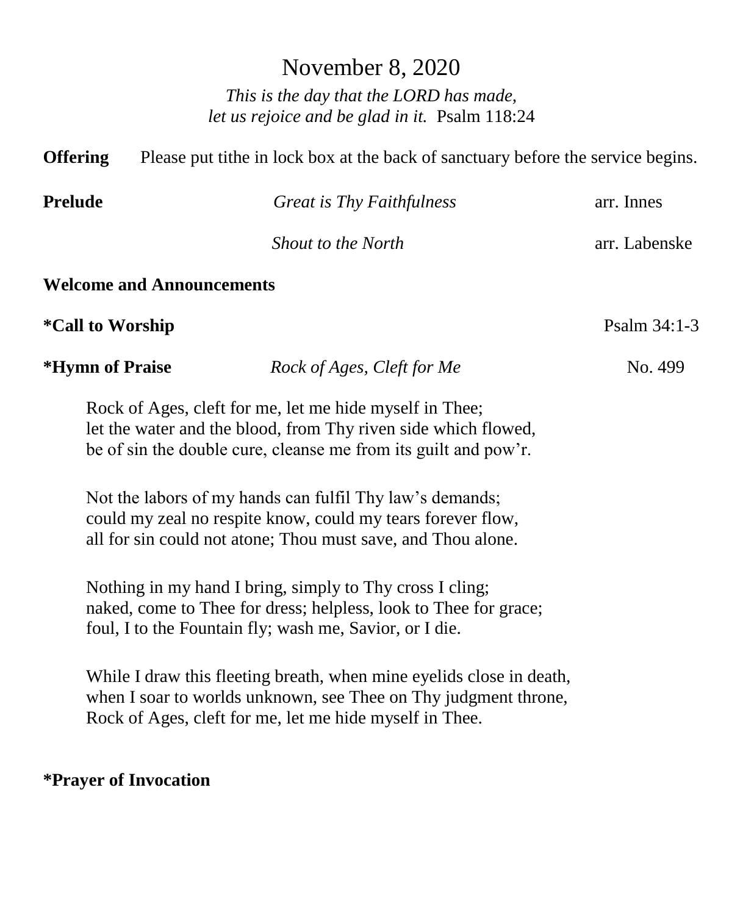# November 8, 2020

*This is the day that the LORD has made,*
*let us rejoice and be glad in it.* Psalm 118:24

**Offering** Please put tithe in lock box at the back of sanctuary before the service begins.

**Prelude** *Great is Thy Faithfulness* arr. Innes

*Shout to the North* arr. Labenske

**Welcome and Announcements**

**\*Call to Worship** Psalm 34:1-3

**\*Hymn of Praise** *Rock of Ages, Cleft for Me* No. 499

Rock of Ages, cleft for me, let me hide myself in Thee;
let the water and the blood, from Thy riven side which flowed,
be of sin the double cure, cleanse me from its guilt and pow'r.

Not the labors of my hands can fulfil Thy law's demands;
could my zeal no respite know, could my tears forever flow,
all for sin could not atone; Thou must save, and Thou alone.

Nothing in my hand I bring, simply to Thy cross I cling;
naked, come to Thee for dress; helpless, look to Thee for grace;
foul, I to the Fountain fly; wash me, Savior, or I die.

While I draw this fleeting breath, when mine eyelids close in death,
when I soar to worlds unknown, see Thee on Thy judgment throne,
Rock of Ages, cleft for me, let me hide myself in Thee.

**\*Prayer of Invocation**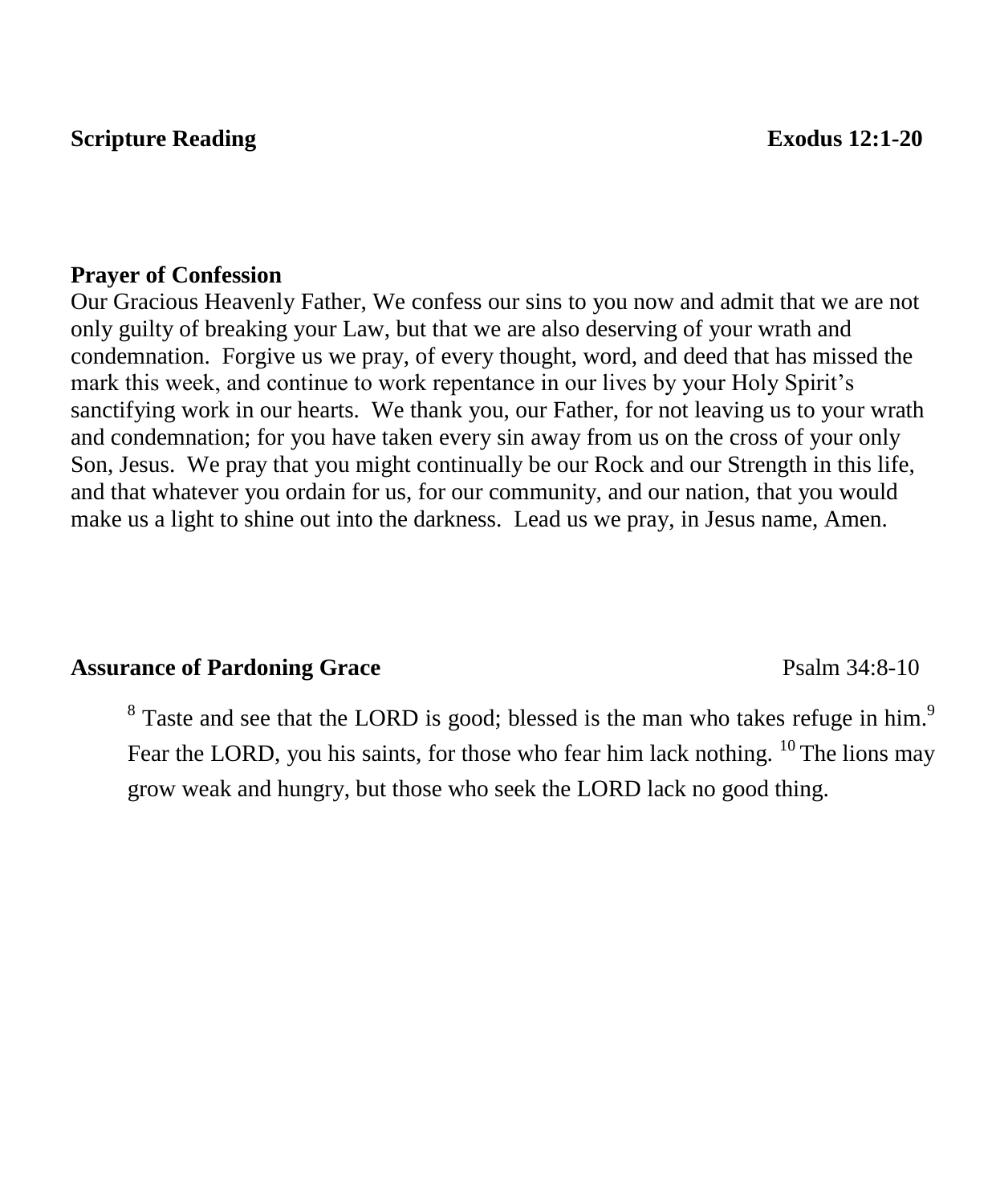**Scripture Reading** **Exodus 12:1-20**

**Prayer of Confession**

Our Gracious Heavenly Father, We confess our sins to you now and admit that we are not only guilty of breaking your Law, but that we are also deserving of your wrath and condemnation. Forgive us we pray, of every thought, word, and deed that has missed the mark this week, and continue to work repentance in our lives by your Holy Spirit's sanctifying work in our hearts. We thank you, our Father, for not leaving us to your wrath and condemnation; for you have taken every sin away from us on the cross of your only Son, Jesus. We pray that you might continually be our Rock and our Strength in this life, and that whatever you ordain for us, for our community, and our nation, that you would make us a light to shine out into the darkness. Lead us we pray, in Jesus name, Amen.

**Assurance of Pardoning Grace** Psalm 34:8-10

> [8] Taste and see that the LORD is good; blessed is the man who takes refuge in him.[9] Fear the LORD, you his saints, for those who fear him lack nothing. [10] The lions may grow weak and hungry, but those who seek the LORD lack no good thing.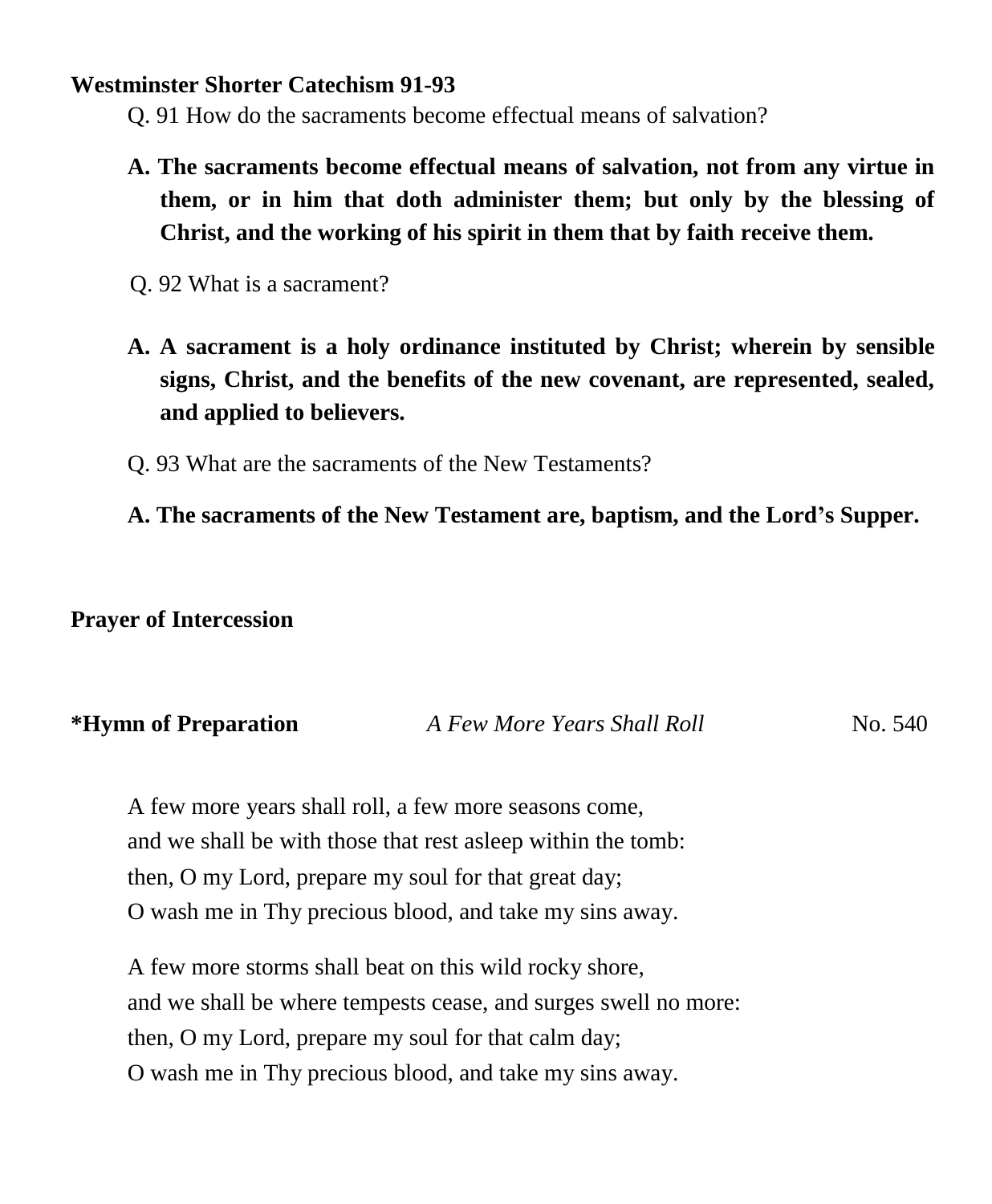**Westminster Shorter Catechism 91-93**

Q. 91 How do the sacraments become effectual means of salvation?

**A. The sacraments become effectual means of salvation, not from any virtue in them, or in him that doth administer them; but only by the blessing of Christ, and the working of his spirit in them that by faith receive them.**

Q. 92 What is a sacrament?

**A. A sacrament is a holy ordinance instituted by Christ; wherein by sensible signs, Christ, and the benefits of the new covenant, are represented, sealed, and applied to believers.**

Q. 93 What are the sacraments of the New Testaments?

**A. The sacraments of the New Testament are, baptism, and the Lord's Supper.**

**Prayer of Intercession**

**\*Hymn of Preparation** *A Few More Years Shall Roll* No. 540

A few more years shall roll, a few more seasons come,
and we shall be with those that rest asleep within the tomb:
then, O my Lord, prepare my soul for that great day;
O wash me in Thy precious blood, and take my sins away.

A few more storms shall beat on this wild rocky shore,
and we shall be where tempests cease, and surges swell no more:
then, O my Lord, prepare my soul for that calm day;
O wash me in Thy precious blood, and take my sins away.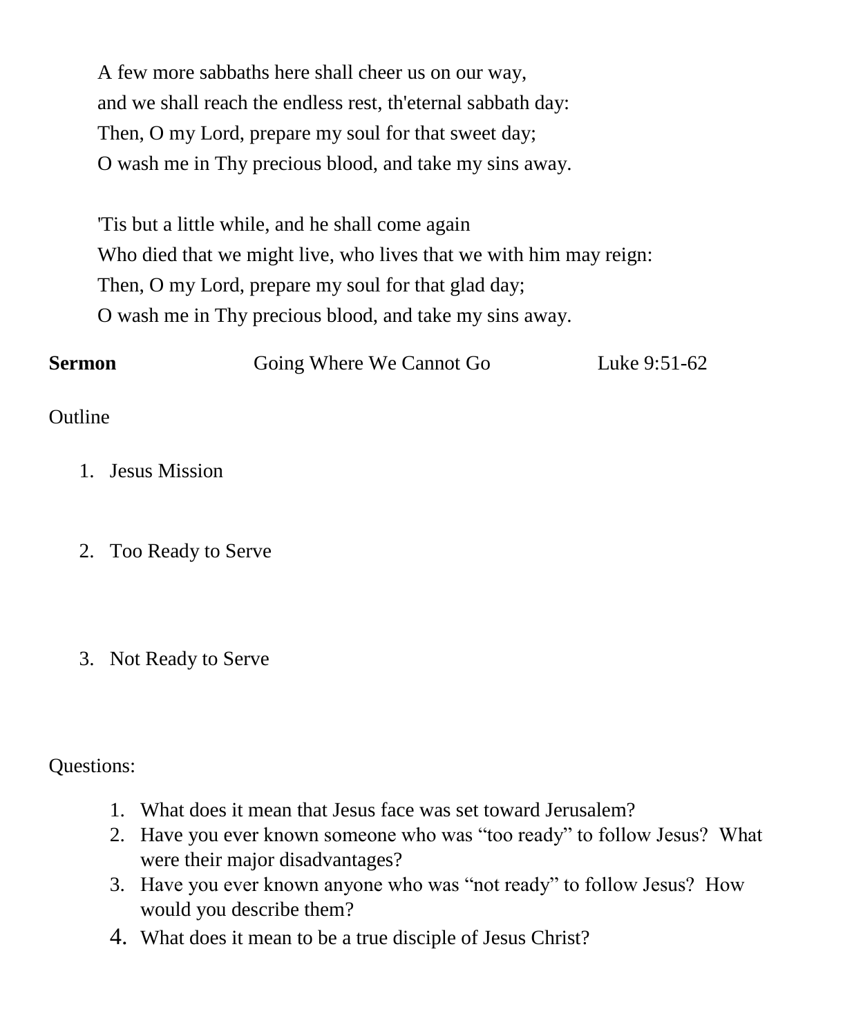A few more sabbaths here shall cheer us on our way,
and we shall reach the endless rest, th'eternal sabbath day:
Then, O my Lord, prepare my soul for that sweet day;
O wash me in Thy precious blood, and take my sins away.

'Tis but a little while, and he shall come again
Who died that we might live, who lives that we with him may reign:
Then, O my Lord, prepare my soul for that glad day;
O wash me in Thy precious blood, and take my sins away.

**Sermon** Going Where We Cannot Go Luke 9:51-62

Outline

1. Jesus Mission

2. Too Ready to Serve

3. Not Ready to Serve

Questions:

1. What does it mean that Jesus face was set toward Jerusalem?
2. Have you ever known someone who was “too ready” to follow Jesus? What were their major disadvantages?
3. Have you ever known anyone who was “not ready” to follow Jesus? How would you describe them?
4. What does it mean to be a true disciple of Jesus Christ?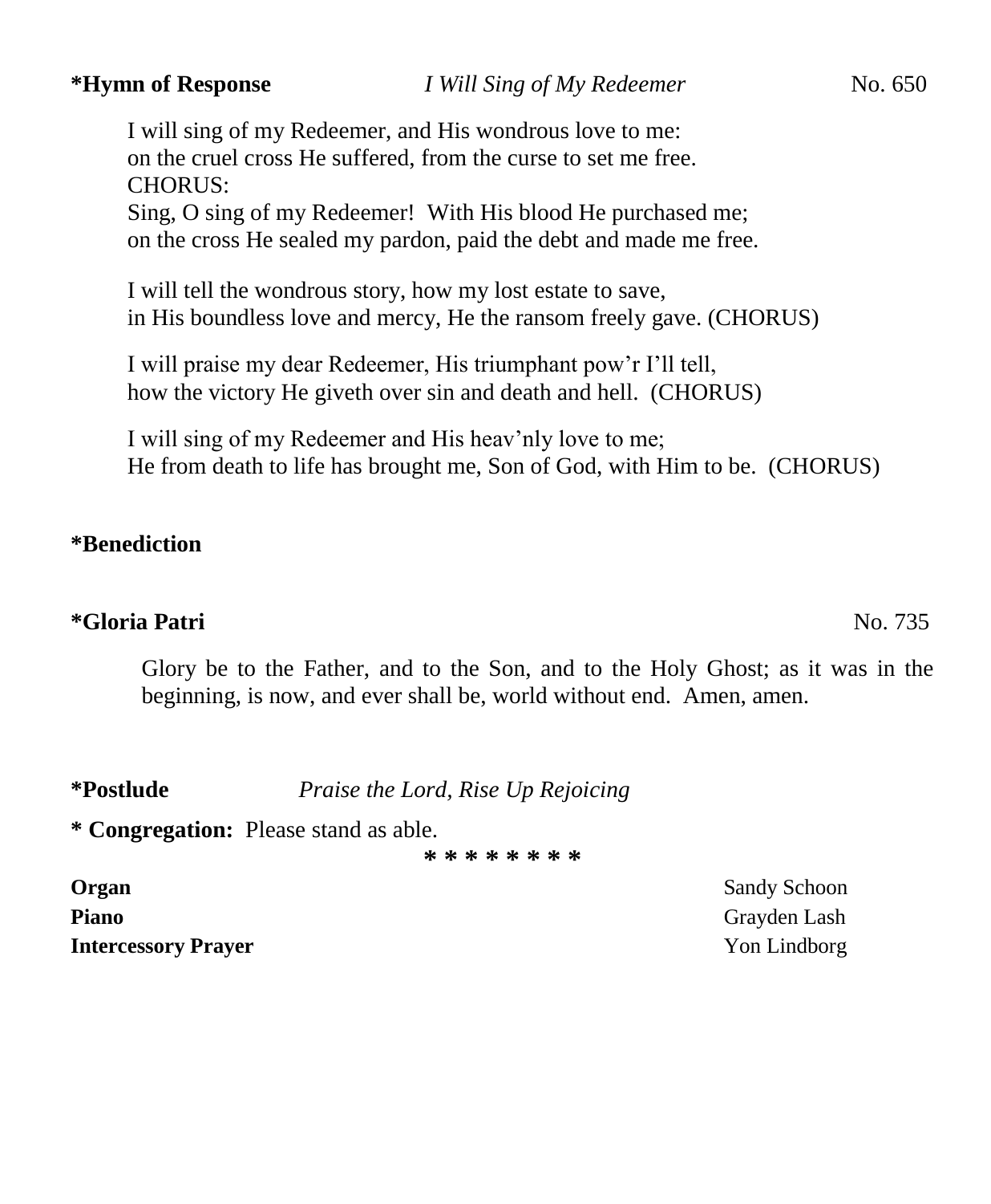**\*Hymn of Response** *I Will Sing of My Redeemer* No. 650

I will sing of my Redeemer, and His wondrous love to me:
on the cruel cross He suffered, from the curse to set me free.
CHORUS:
Sing, O sing of my Redeemer! With His blood He purchased me;
on the cross He sealed my pardon, paid the debt and made me free.

I will tell the wondrous story, how my lost estate to save,
in His boundless love and mercy, He the ransom freely gave. (CHORUS)

I will praise my dear Redeemer, His triumphant pow'r I'll tell,
how the victory He giveth over sin and death and hell. (CHORUS)

I will sing of my Redeemer and His heav'nly love to me;
He from death to life has brought me, Son of God, with Him to be. (CHORUS)

**\*Benediction**

**\*Gloria Patri** No. 735

Glory be to the Father, and to the Son, and to the Holy Ghost; as it was in the beginning, is now, and ever shall be, world without end. Amen, amen.

**\*Postlude** *Praise the Lord, Rise Up Rejoicing*

**\* Congregation:** Please stand as able.

\* \* \* \* \* \* \* \*

**Organ** Sandy Schoon
**Piano** Grayden Lash
**Intercessory Prayer** Yon Lindborg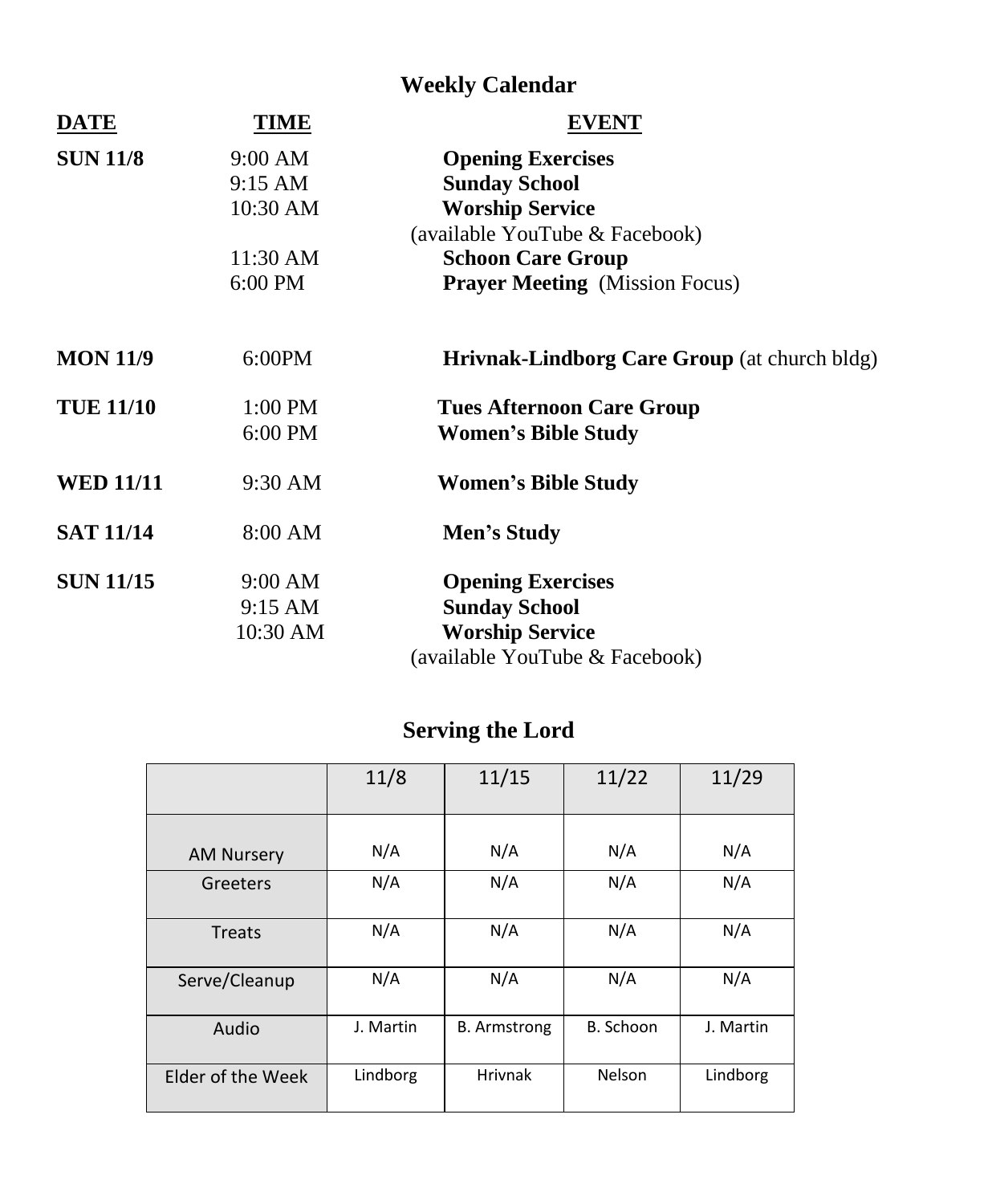## Weekly Calendar

| DATE | TIME | EVENT |
|---|---|---|
| **SUN 11/8** | 9:00 AM | **Opening Exercises** |
| | 9:15 AM | **Sunday School** |
| | 10:30 AM | **Worship Service** (available YouTube & Facebook) |
| | 11:30 AM | **Schoon Care Group** |
| | 6:00 PM | **Prayer Meeting** (Mission Focus) |
| **MON 11/9** | 6:00PM | **Hrivnak-Lindborg Care Group** (at church bldg) |
| **TUE 11/10** | 1:00 PM | **Tues Afternoon Care Group** |
| | 6:00 PM | **Women's Bible Study** |
| **WED 11/11** | 9:30 AM | **Women's Bible Study** |
| **SAT 11/14** | 8:00 AM | **Men's Study** |
| **SUN 11/15** | 9:00 AM | **Opening Exercises** |
| | 9:15 AM | **Sunday School** |
| | 10:30 AM | **Worship Service** (available YouTube & Facebook) |

## Serving the Lord

| | 11/8 | 11/15 | 11/22 | 11/29 |
|---|---|---|---|---|
| AM Nursery | N/A | N/A | N/A | N/A |
| Greeters | N/A | N/A | N/A | N/A |
| Treats | N/A | N/A | N/A | N/A |
| Serve/Cleanup | N/A | N/A | N/A | N/A |
| Audio | J. Martin | B. Armstrong | B. Schoon | J. Martin |
| Elder of the Week | Lindborg | Hrivnak | Nelson | Lindborg |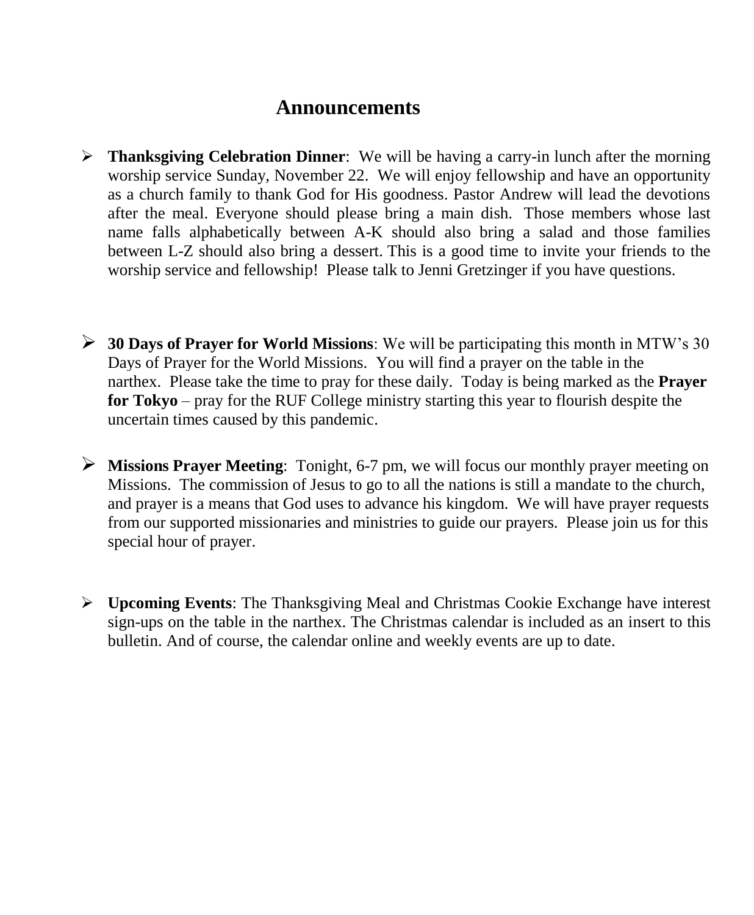# Announcements

- **Thanksgiving Celebration Dinner**: We will be having a carry-in lunch after the morning worship service Sunday, November 22. We will enjoy fellowship and have an opportunity as a church family to thank God for His goodness. Pastor Andrew will lead the devotions after the meal. Everyone should please bring a main dish. Those members whose last name falls alphabetically between A-K should also bring a salad and those families between L-Z should also bring a dessert. This is a good time to invite your friends to the worship service and fellowship! Please talk to Jenni Gretzinger if you have questions.

- **30 Days of Prayer for World Missions**: We will be participating this month in MTW's 30 Days of Prayer for the World Missions. You will find a prayer on the table in the narthex. Please take the time to pray for these daily. Today is being marked as the **Prayer for Tokyo** – pray for the RUF College ministry starting this year to flourish despite the uncertain times caused by this pandemic.

- **Missions Prayer Meeting**: Tonight, 6-7 pm, we will focus our monthly prayer meeting on Missions. The commission of Jesus to go to all the nations is still a mandate to the church, and prayer is a means that God uses to advance his kingdom. We will have prayer requests from our supported missionaries and ministries to guide our prayers. Please join us for this special hour of prayer.

- **Upcoming Events**: The Thanksgiving Meal and Christmas Cookie Exchange have interest sign-ups on the table in the narthex. The Christmas calendar is included as an insert to this bulletin. And of course, the calendar online and weekly events are up to date.